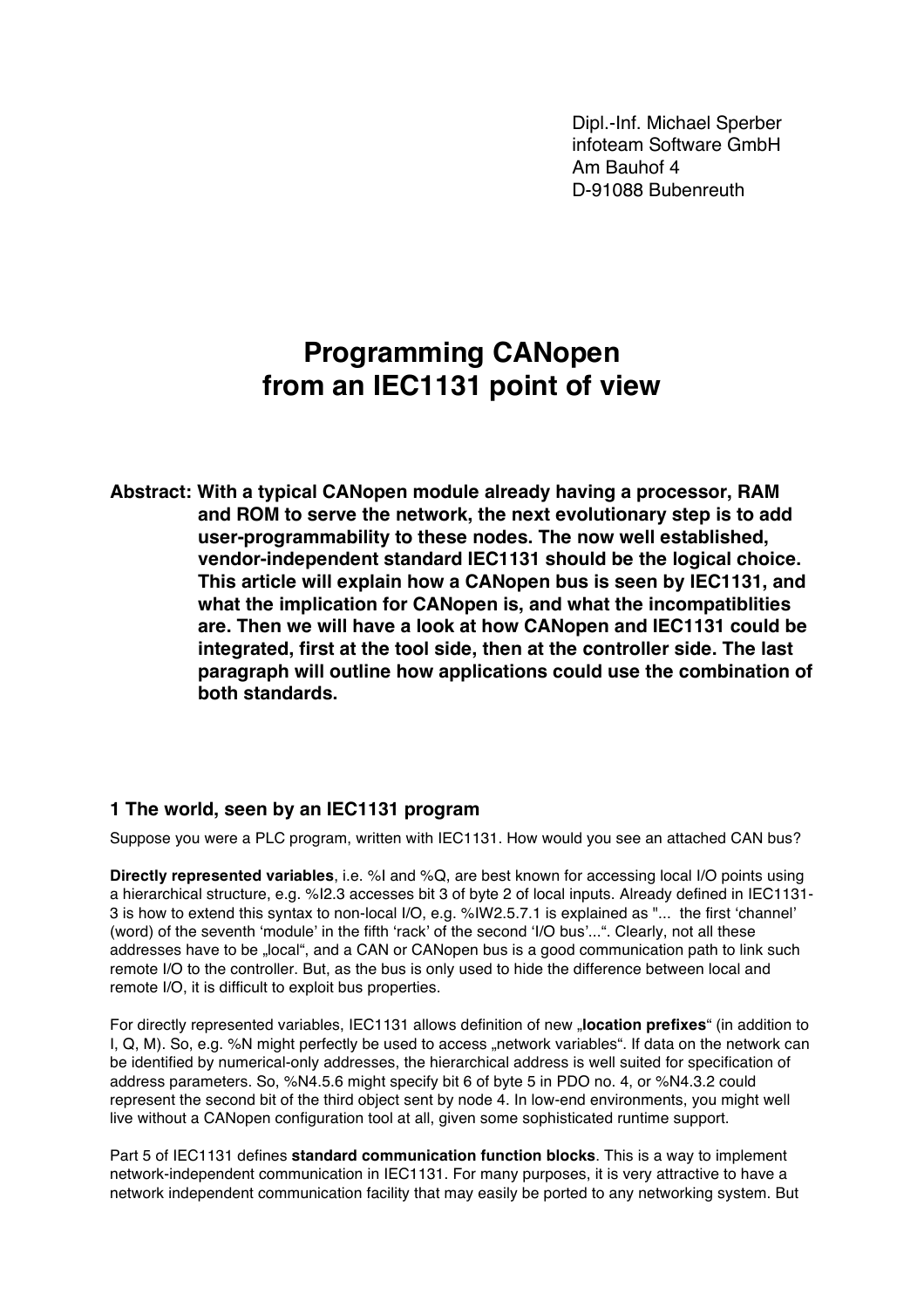Dipl.-Inf. Michael Sperber
infoteam Software GmbH
Am Bauhof 4
D-91088 Bubenreuth

# Programming CANopen from an IEC1131 point of view

**Abstract: With a typical CANopen module already having a processor, RAM and ROM to serve the network, the next evolutionary step is to add user-programmability to these nodes. The now well established, vendor-independent standard IEC1131 should be the logical choice. This article will explain how a CANopen bus is seen by IEC1131, and what the implication for CANopen is, and what the incompatiblities are. Then we will have a look at how CANopen and IEC1131 could be integrated, first at the tool side, then at the controller side. The last paragraph will outline how applications could use the combination of both standards.**

## 1 The world, seen by an IEC1131 program

Suppose you were a PLC program, written with IEC1131. How would you see an attached CAN bus?

**Directly represented variables**, i.e. %I and %Q, are best known for accessing local I/O points using a hierarchical structure, e.g. %I2.3 accesses bit 3 of byte 2 of local inputs. Already defined in IEC1131-3 is how to extend this syntax to non-local I/O, e.g. %IW2.5.7.1 is explained as "... the first 'channel' (word) of the seventh 'module' in the fifth 'rack' of the second 'I/O bus'...". Clearly, not all these addresses have to be „local", and a CAN or CANopen bus is a good communication path to link such remote I/O to the controller. But, as the bus is only used to hide the difference between local and remote I/O, it is difficult to exploit bus properties.

For directly represented variables, IEC1131 allows definition of new „**location prefixes**" (in addition to I, Q, M). So, e.g. %N might perfectly be used to access „network variables". If data on the network can be identified by numerical-only addresses, the hierarchical address is well suited for specification of address parameters. So, %N4.5.6 might specify bit 6 of byte 5 in PDO no. 4, or %N4.3.2 could represent the second bit of the third object sent by node 4. In low-end environments, you might well live without a CANopen configuration tool at all, given some sophisticated runtime support.

Part 5 of IEC1131 defines **standard communication function blocks**. This is a way to implement network-independent communication in IEC1131. For many purposes, it is very attractive to have a network independent communication facility that may easily be ported to any networking system. But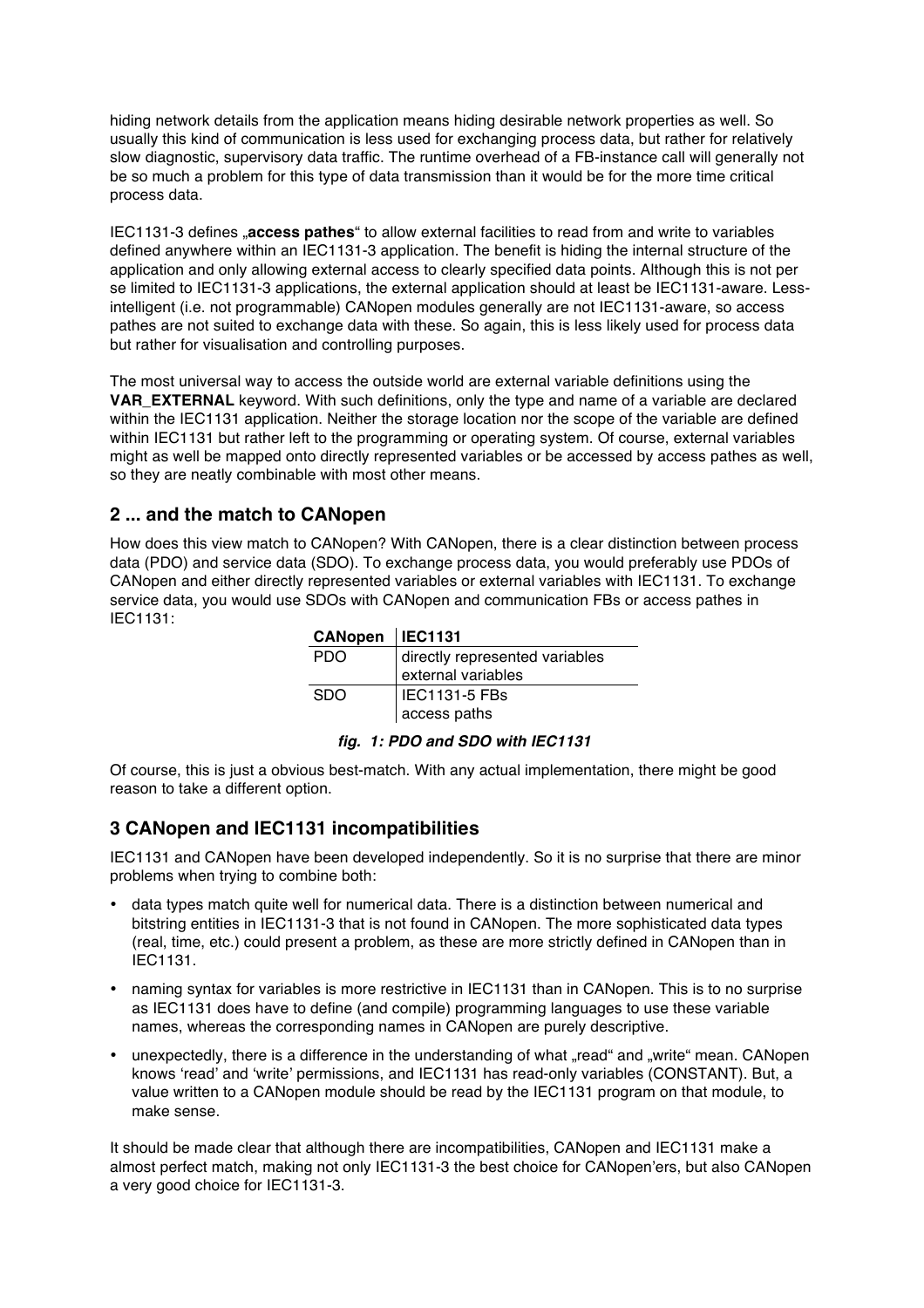hiding network details from the application means hiding desirable network properties as well. So usually this kind of communication is less used for exchanging process data, but rather for relatively slow diagnostic, supervisory data traffic. The runtime overhead of a FB-instance call will generally not be so much a problem for this type of data transmission than it would be for the more time critical process data.

IEC1131-3 defines „**access pathes**“ to allow external facilities to read from and write to variables defined anywhere within an IEC1131-3 application. The benefit is hiding the internal structure of the application and only allowing external access to clearly specified data points. Although this is not per se limited to IEC1131-3 applications, the external application should at least be IEC1131-aware. Less-intelligent (i.e. not programmable) CANopen modules generally are not IEC1131-aware, so access pathes are not suited to exchange data with these. So again, this is less likely used for process data but rather for visualisation and controlling purposes.

The most universal way to access the outside world are external variable definitions using the **VAR_EXTERNAL** keyword. With such definitions, only the type and name of a variable are declared within the IEC1131 application. Neither the storage location nor the scope of the variable are defined within IEC1131 but rather left to the programming or operating system. Of course, external variables might as well be mapped onto directly represented variables or be accessed by access pathes as well, so they are neatly combinable with most other means.

## 2 ... and the match to CANopen

How does this view match to CANopen? With CANopen, there is a clear distinction between process data (PDO) and service data (SDO). To exchange process data, you would preferably use PDOs of CANopen and either directly represented variables or external variables with IEC1131. To exchange service data, you would use SDOs with CANopen and communication FBs or access pathes in IEC1131:

| CANopen | IEC1131 |
|---|---|
| PDO | directly represented variables<br>external variables |
| SDO | IEC1131-5 FBs<br>access paths |

***fig. 1: PDO and SDO with IEC1131***

Of course, this is just a obvious best-match. With any actual implementation, there might be good reason to take a different option.

## 3 CANopen and IEC1131 incompatibilities

IEC1131 and CANopen have been developed independently. So it is no surprise that there are minor problems when trying to combine both:

- data types match quite well for numerical data. There is a distinction between numerical and bitstring entities in IEC1131-3 that is not found in CANopen. The more sophisticated data types (real, time, etc.) could present a problem, as these are more strictly defined in CANopen than in IEC1131.
- naming syntax for variables is more restrictive in IEC1131 than in CANopen. This is to no surprise as IEC1131 does have to define (and compile) programming languages to use these variable names, whereas the corresponding names in CANopen are purely descriptive.
- unexpectedly, there is a difference in the understanding of what „read“ and „write“ mean. CANopen knows ‘read’ and ‘write’ permissions, and IEC1131 has read-only variables (CONSTANT). But, a value written to a CANopen module should be read by the IEC1131 program on that module, to make sense.

It should be made clear that although there are incompatibilities, CANopen and IEC1131 make a almost perfect match, making not only IEC1131-3 the best choice for CANopen’ers, but also CANopen a very good choice for IEC1131-3.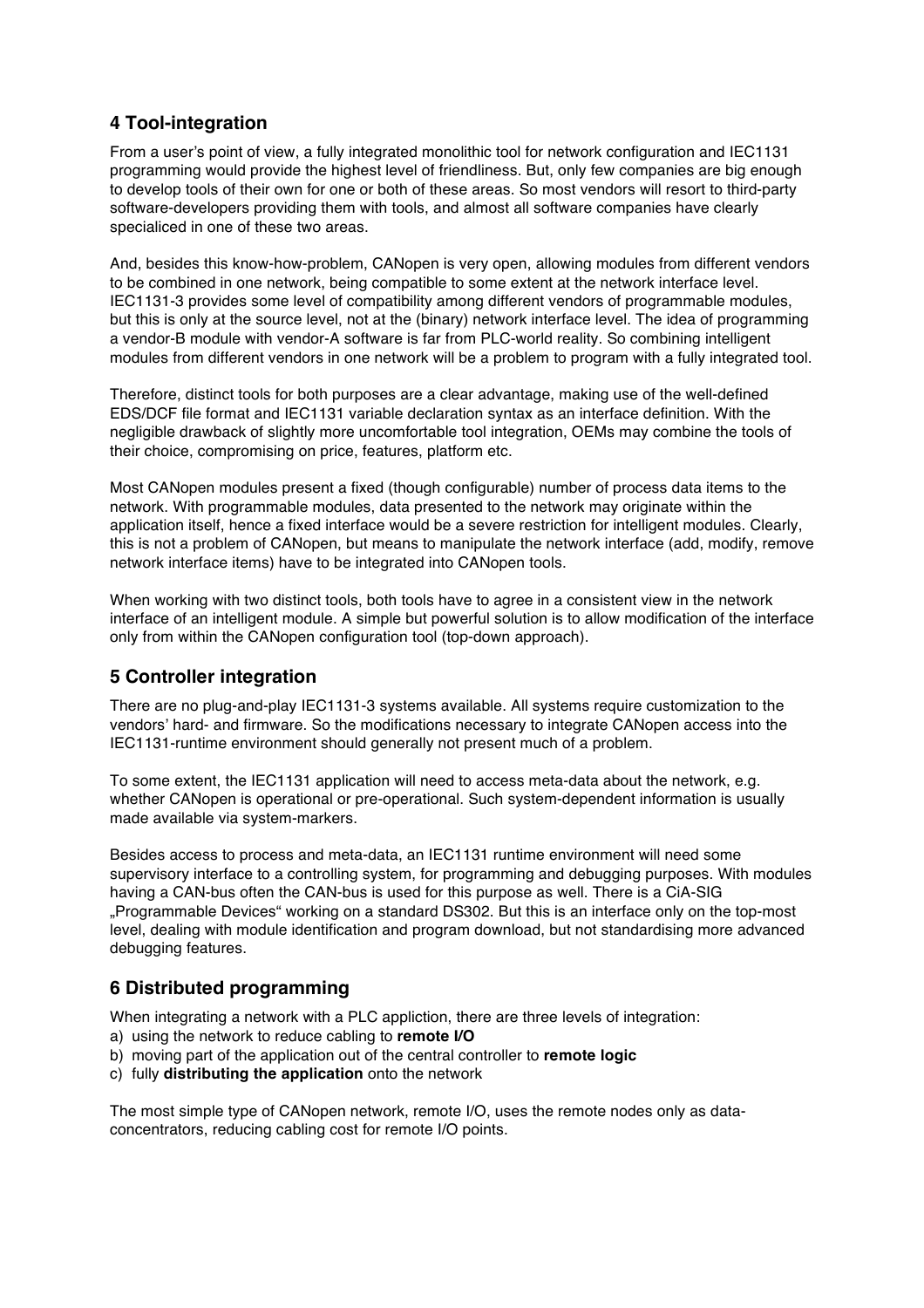## 4 Tool-integration

From a user's point of view, a fully integrated monolithic tool for network configuration and IEC1131 programming would provide the highest level of friendliness. But, only few companies are big enough to develop tools of their own for one or both of these areas. So most vendors will resort to third-party software-developers providing them with tools, and almost all software companies have clearly specialiced in one of these two areas.

And, besides this know-how-problem, CANopen is very open, allowing modules from different vendors to be combined in one network, being compatible to some extent at the network interface level. IEC1131-3 provides some level of compatibility among different vendors of programmable modules, but this is only at the source level, not at the (binary) network interface level. The idea of programming a vendor-B module with vendor-A software is far from PLC-world reality. So combining intelligent modules from different vendors in one network will be a problem to program with a fully integrated tool.

Therefore, distinct tools for both purposes are a clear advantage, making use of the well-defined EDS/DCF file format and IEC1131 variable declaration syntax as an interface definition. With the negligible drawback of slightly more uncomfortable tool integration, OEMs may combine the tools of their choice, compromising on price, features, platform etc.

Most CANopen modules present a fixed (though configurable) number of process data items to the network. With programmable modules, data presented to the network may originate within the application itself, hence a fixed interface would be a severe restriction for intelligent modules. Clearly, this is not a problem of CANopen, but means to manipulate the network interface (add, modify, remove network interface items) have to be integrated into CANopen tools.

When working with two distinct tools, both tools have to agree in a consistent view in the network interface of an intelligent module. A simple but powerful solution is to allow modification of the interface only from within the CANopen configuration tool (top-down approach).

## 5 Controller integration

There are no plug-and-play IEC1131-3 systems available. All systems require customization to the vendors' hard- and firmware. So the modifications necessary to integrate CANopen access into the IEC1131-runtime environment should generally not present much of a problem.

To some extent, the IEC1131 application will need to access meta-data about the network, e.g. whether CANopen is operational or pre-operational. Such system-dependent information is usually made available via system-markers.

Besides access to process and meta-data, an IEC1131 runtime environment will need some supervisory interface to a controlling system, for programming and debugging purposes. With modules having a CAN-bus often the CAN-bus is used for this purpose as well. There is a CiA-SIG „Programmable Devices" working on a standard DS302. But this is an interface only on the top-most level, dealing with module identification and program download, but not standardising more advanced debugging features.

## 6 Distributed programming

When integrating a network with a PLC appliction, there are three levels of integration:

a) using the network to reduce cabling to **remote I/O**
b) moving part of the application out of the central controller to **remote logic**
c) fully **distributing the application** onto the network

The most simple type of CANopen network, remote I/O, uses the remote nodes only as data-concentrators, reducing cabling cost for remote I/O points.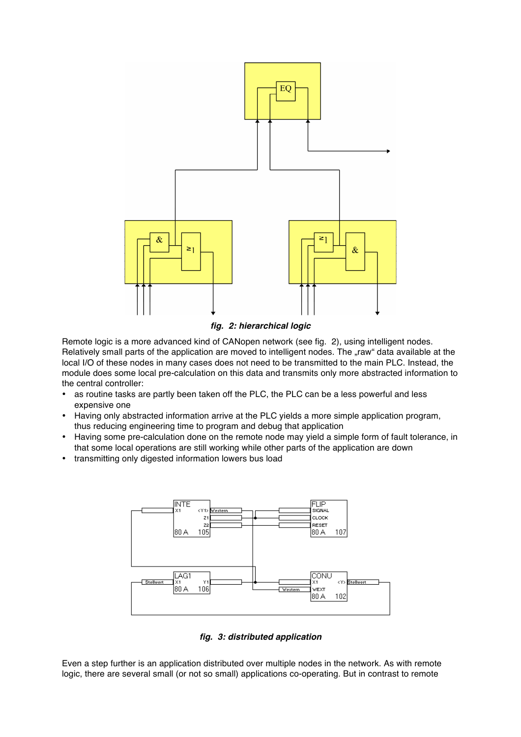*fig. 2: hierarchical logic*

Remote logic is a more advanced kind of CANopen network (see fig. 2), using intelligent nodes. Relatively small parts of the application are moved to intelligent nodes. The „raw“ data available at the local I/O of these nodes in many cases does not need to be transmitted to the main PLC. Instead, the module does some local pre-calculation on this data and transmits only more abstracted information to the central controller:

- as routine tasks are partly been taken off the PLC, the PLC can be a less powerful and less expensive one
- Having only abstracted information arrive at the PLC yields a more simple application program, thus reducing engineering time to program and debug that application
- Having some pre-calculation done on the remote node may yield a simple form of fault tolerance, in that some local operations are still working while other parts of the application are down
- transmitting only digested information lowers bus load

*fig. 3: distributed application*

Even a step further is an application distributed over multiple nodes in the network. As with remote logic, there are several small (or not so small) applications co-operating. But in contrast to remote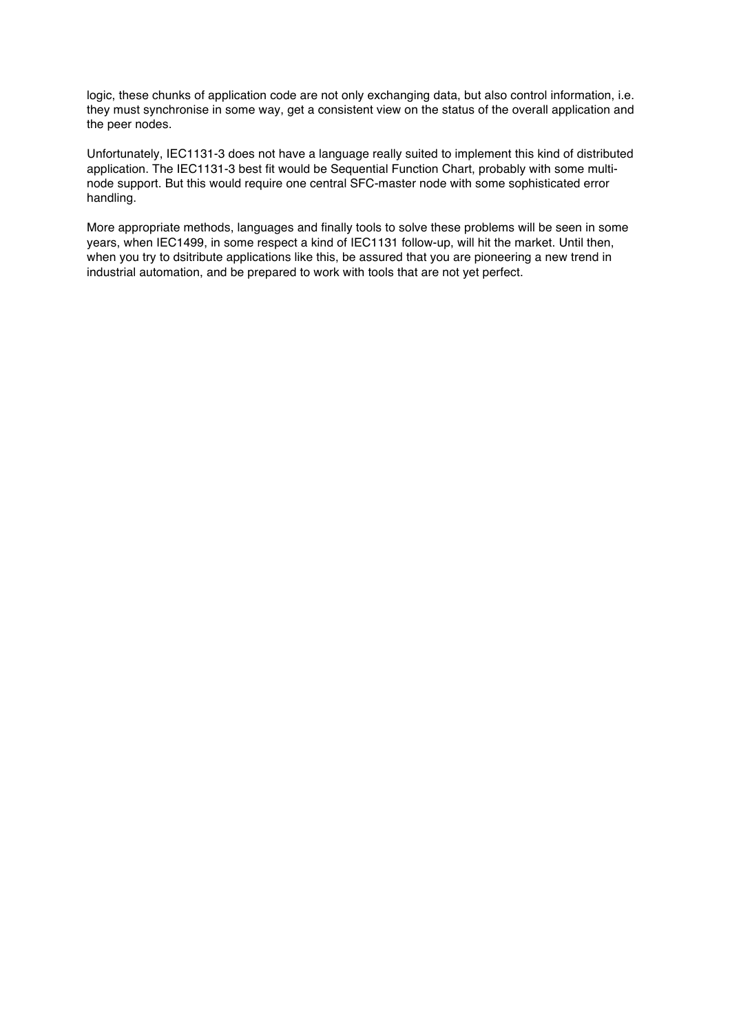logic, these chunks of application code are not only exchanging data, but also control information, i.e. they must synchronise in some way, get a consistent view on the status of the overall application and the peer nodes.

Unfortunately, IEC1131-3 does not have a language really suited to implement this kind of distributed application. The IEC1131-3 best fit would be Sequential Function Chart, probably with some multi-node support. But this would require one central SFC-master node with some sophisticated error handling.

More appropriate methods, languages and finally tools to solve these problems will be seen in some years, when IEC1499, in some respect a kind of IEC1131 follow-up, will hit the market. Until then, when you try to dsitribute applications like this, be assured that you are pioneering a new trend in industrial automation, and be prepared to work with tools that are not yet perfect.